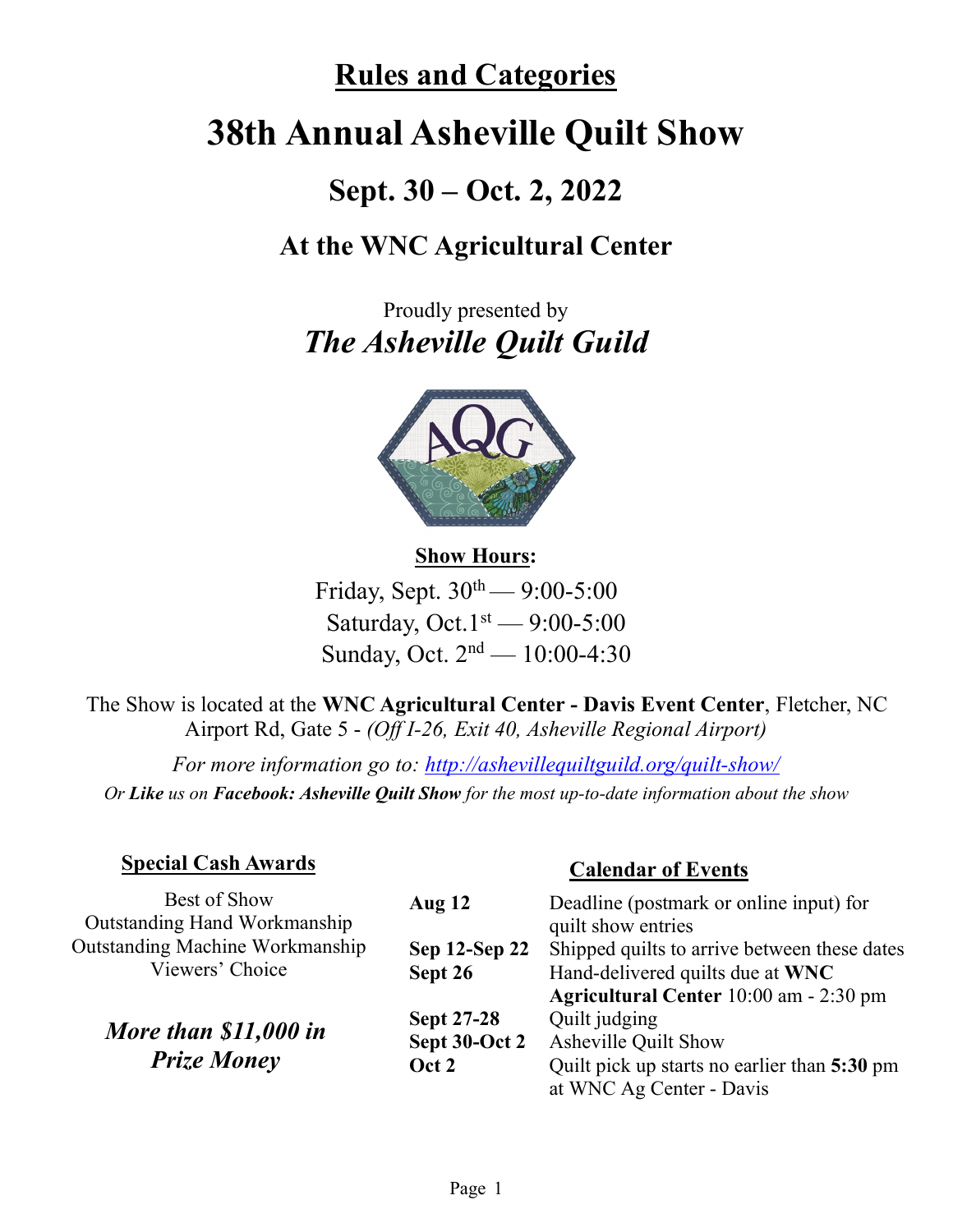# Rules and Categories

# 38th Annual Asheville Quilt Show

## Sept. 30 – Oct. 2, 2022

## At the WNC Agricultural Center

Proudly presented by

***The Asheville Quilt Guild***

**Show Hours:**

Friday, Sept. 30th — 9:00-5:00

Saturday, Oct.1st — 9:00-5:00

Sunday, Oct. 2nd — 10:00-4:30

The Show is located at the **WNC Agricultural Center - Davis Event Center**, Fletcher, NC
Airport Rd, Gate 5 - *(Off I-26, Exit 40, Asheville Regional Airport)*

*For more information go to: [http://ashevillequiltguild.org/quilt-show/](http://ashevillequiltguild.org/quilt-show/)*

*Or **Like** us on **Facebook: Asheville Quilt Show** for the most up-to-date information about the show*

### Special Cash Awards

Best of Show
Outstanding Hand Workmanship
Outstanding Machine Workmanship
Viewers' Choice

***More than $11,000 in Prize Money***

### Calendar of Events

| | |
|---|---|
| **Aug 12** | Deadline (postmark or online input) for quilt show entries |
| **Sep 12-Sep 22** | Shipped quilts to arrive between these dates |
| **Sept 26** | Hand-delivered quilts due at **WNC Agricultural Center** 10:00 am - 2:30 pm |
| **Sept 27-28** | Quilt judging |
| **Sept 30-Oct 2** | Asheville Quilt Show |
| **Oct 2** | Quilt pick up starts no earlier than **5:30** pm at WNC Ag Center - Davis |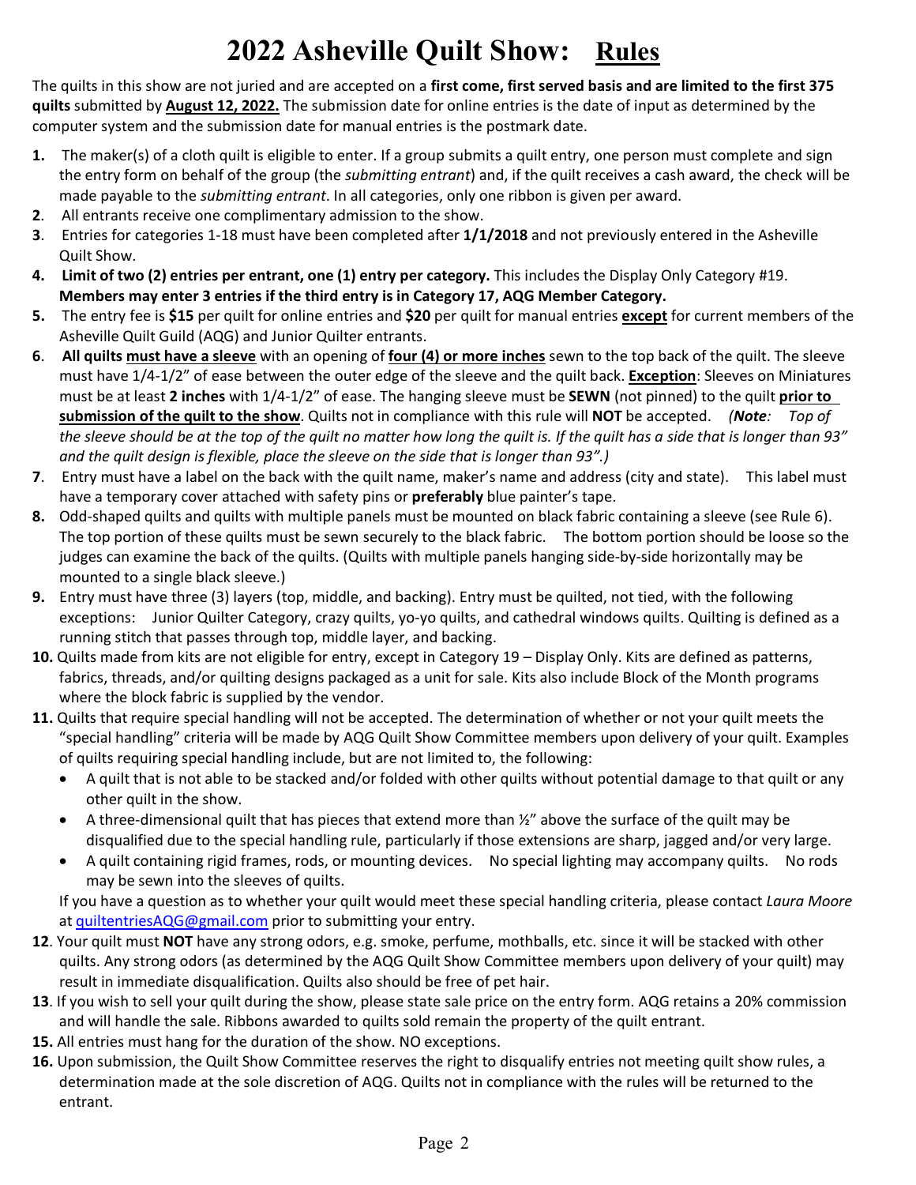# 2022 Asheville Quilt Show: <u>Rules</u>

The quilts in this show are not juried and are accepted on a **first come, first served basis and are limited to the first 375 quilts** submitted by **<u>August 12, 2022.</u>** The submission date for online entries is the date of input as determined by the computer system and the submission date for manual entries is the postmark date.

1. The maker(s) of a cloth quilt is eligible to enter. If a group submits a quilt entry, one person must complete and sign the entry form on behalf of the group (the *submitting entrant*) and, if the quilt receives a cash award, the check will be made payable to the *submitting entrant*. In all categories, only one ribbon is given per award.
2. All entrants receive one complimentary admission to the show.
3. Entries for categories 1-18 must have been completed after **1/1/2018** and not previously entered in the Asheville Quilt Show.
4. **Limit of two (2) entries per entrant, one (1) entry per category.** This includes the Display Only Category #19. **Members may enter 3 entries if the third entry is in Category 17, AQG Member Category.**
5. The entry fee is **$15** per quilt for online entries and **$20** per quilt for manual entries **<u>except</u>** for current members of the Asheville Quilt Guild (AQG) and Junior Quilter entrants.
6. **All quilts <u>must have a sleeve</u>** with an opening of **<u>four (4) or more inches</u>** sewn to the top back of the quilt. The sleeve must have 1/4-1/2" of ease between the outer edge of the sleeve and the quilt back. **<u>Exception</u>**: Sleeves on Miniatures must be at least **2 inches** with 1/4-1/2" of ease. The hanging sleeve must be **SEWN** (not pinned) to the quilt **<u>prior to submission of the quilt to the show</u>**. Quilts not in compliance with this rule will **NOT** be accepted. *(**Note**: Top of the sleeve should be at the top of the quilt no matter how long the quilt is. If the quilt has a side that is longer than 93" and the quilt design is flexible, place the sleeve on the side that is longer than 93".)*
7. Entry must have a label on the back with the quilt name, maker's name and address (city and state). This label must have a temporary cover attached with safety pins or **preferably** blue painter's tape.
8. Odd-shaped quilts and quilts with multiple panels must be mounted on black fabric containing a sleeve (see Rule 6). The top portion of these quilts must be sewn securely to the black fabric. The bottom portion should be loose so the judges can examine the back of the quilts. (Quilts with multiple panels hanging side-by-side horizontally may be mounted to a single black sleeve.)
9. Entry must have three (3) layers (top, middle, and backing). Entry must be quilted, not tied, with the following exceptions: Junior Quilter Category, crazy quilts, yo-yo quilts, and cathedral windows quilts. Quilting is defined as a running stitch that passes through top, middle layer, and backing.
10. Quilts made from kits are not eligible for entry, except in Category 19 – Display Only. Kits are defined as patterns, fabrics, threads, and/or quilting designs packaged as a unit for sale. Kits also include Block of the Month programs where the block fabric is supplied by the vendor.
11. Quilts that require special handling will not be accepted. The determination of whether or not your quilt meets the "special handling" criteria will be made by AQG Quilt Show Committee members upon delivery of your quilt. Examples of quilts requiring special handling include, but are not limited to, the following:
    - A quilt that is not able to be stacked and/or folded with other quilts without potential damage to that quilt or any other quilt in the show.
    - A three-dimensional quilt that has pieces that extend more than ½" above the surface of the quilt may be disqualified due to the special handling rule, particularly if those extensions are sharp, jagged and/or very large.
    - A quilt containing rigid frames, rods, or mounting devices. No special lighting may accompany quilts. No rods may be sewn into the sleeves of quilts.

    If you have a question as to whether your quilt would meet these special handling criteria, please contact *Laura Moore* at quiltentriesAQG@gmail.com prior to submitting your entry.
12. Your quilt must **NOT** have any strong odors, e.g. smoke, perfume, mothballs, etc. since it will be stacked with other quilts. Any strong odors (as determined by the AQG Quilt Show Committee members upon delivery of your quilt) may result in immediate disqualification. Quilts also should be free of pet hair.
13. If you wish to sell your quilt during the show, please state sale price on the entry form. AQG retains a 20% commission and will handle the sale. Ribbons awarded to quilts sold remain the property of the quilt entrant.

15. All entries must hang for the duration of the show. NO exceptions.
16. Upon submission, the Quilt Show Committee reserves the right to disqualify entries not meeting quilt show rules, a determination made at the sole discretion of AQG. Quilts not in compliance with the rules will be returned to the entrant.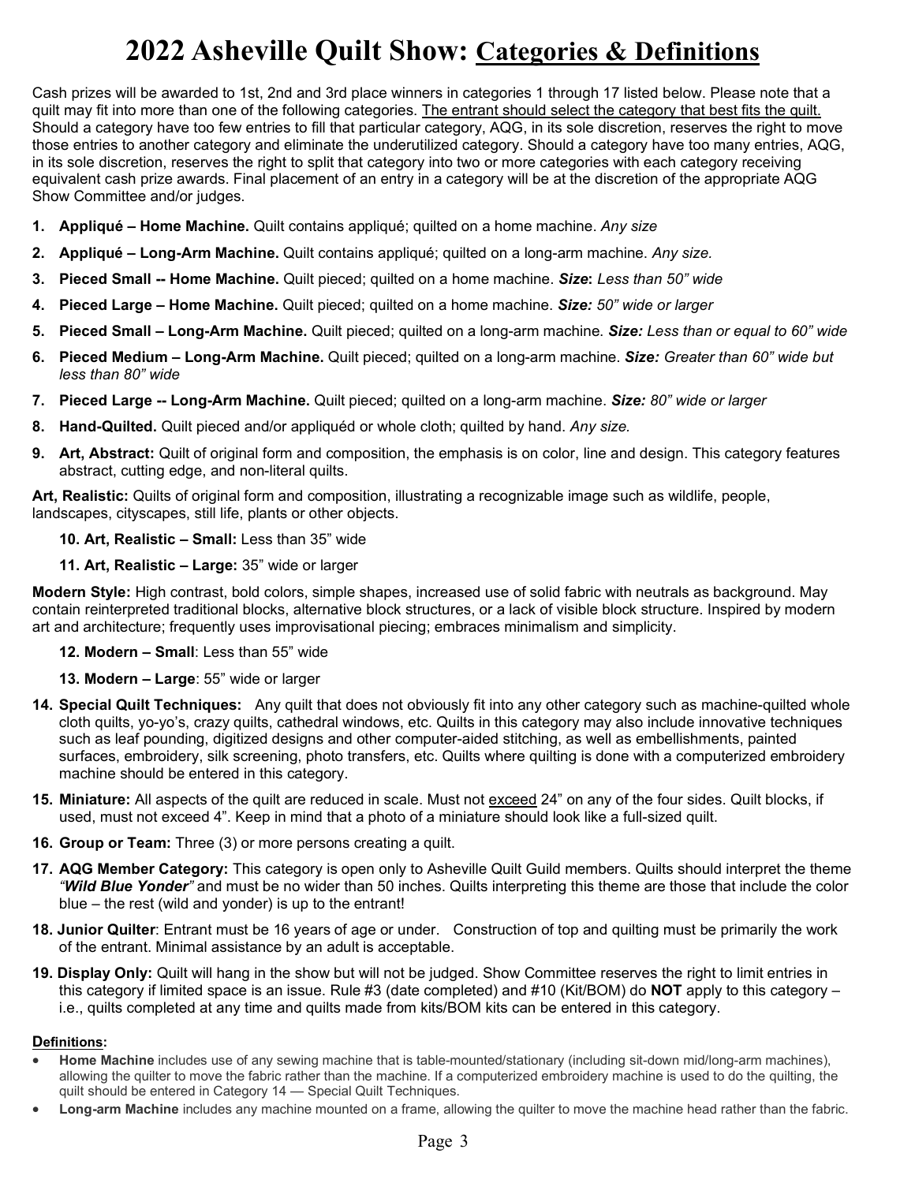# 2022 Asheville Quilt Show: Categories & Definitions

Cash prizes will be awarded to 1st, 2nd and 3rd place winners in categories 1 through 17 listed below. Please note that a quilt may fit into more than one of the following categories. The entrant should select the category that best fits the quilt. Should a category have too few entries to fill that particular category, AQG, in its sole discretion, reserves the right to move those entries to another category and eliminate the underutilized category. Should a category have too many entries, AQG, in its sole discretion, reserves the right to split that category into two or more categories with each category receiving equivalent cash prize awards. Final placement of an entry in a category will be at the discretion of the appropriate AQG Show Committee and/or judges.

1. **Appliqué – Home Machine.** Quilt contains appliqué; quilted on a home machine. *Any size*
2. **Appliqué – Long-Arm Machine.** Quilt contains appliqué; quilted on a long-arm machine. *Any size.*
3. **Pieced Small -- Home Machine.** Quilt pieced; quilted on a home machine. ***Size:*** *Less than 50" wide*
4. **Pieced Large – Home Machine.** Quilt pieced; quilted on a home machine. ***Size:*** *50" wide or larger*
5. **Pieced Small – Long-Arm Machine.** Quilt pieced; quilted on a long-arm machine. ***Size:*** *Less than or equal to 60" wide*
6. **Pieced Medium – Long-Arm Machine.** Quilt pieced; quilted on a long-arm machine. ***Size:*** *Greater than 60" wide but less than 80" wide*
7. **Pieced Large -- Long-Arm Machine.** Quilt pieced; quilted on a long-arm machine. ***Size:*** *80" wide or larger*
8. **Hand-Quilted.** Quilt pieced and/or appliquéd or whole cloth; quilted by hand. *Any size.*
9. **Art, Abstract:** Quilt of original form and composition, the emphasis is on color, line and design. This category features abstract, cutting edge, and non-literal quilts.

**Art, Realistic:** Quilts of original form and composition, illustrating a recognizable image such as wildlife, people, landscapes, cityscapes, still life, plants or other objects.

10. **Art, Realistic – Small:** Less than 35" wide
11. **Art, Realistic – Large:** 35" wide or larger

**Modern Style:** High contrast, bold colors, simple shapes, increased use of solid fabric with neutrals as background. May contain reinterpreted traditional blocks, alternative block structures, or a lack of visible block structure. Inspired by modern art and architecture; frequently uses improvisational piecing; embraces minimalism and simplicity.

12. **Modern – Small**: Less than 55" wide
13. **Modern – Large**: 55" wide or larger
14. **Special Quilt Techniques:** Any quilt that does not obviously fit into any other category such as machine-quilted whole cloth quilts, yo-yo's, crazy quilts, cathedral windows, etc. Quilts in this category may also include innovative techniques such as leaf pounding, digitized designs and other computer-aided stitching, as well as embellishments, painted surfaces, embroidery, silk screening, photo transfers, etc. Quilts where quilting is done with a computerized embroidery machine should be entered in this category.
15. **Miniature:** All aspects of the quilt are reduced in scale. Must not exceed 24" on any of the four sides. Quilt blocks, if used, must not exceed 4". Keep in mind that a photo of a miniature should look like a full-sized quilt.
16. **Group or Team:** Three (3) or more persons creating a quilt.
17. **AQG Member Category:** This category is open only to Asheville Quilt Guild members. Quilts should interpret the theme ***"Wild Blue Yonder"*** and must be no wider than 50 inches. Quilts interpreting this theme are those that include the color blue – the rest (wild and yonder) is up to the entrant!
18. **Junior Quilter**: Entrant must be 16 years of age or under. Construction of top and quilting must be primarily the work of the entrant. Minimal assistance by an adult is acceptable.
19. **Display Only:** Quilt will hang in the show but will not be judged. Show Committee reserves the right to limit entries in this category if limited space is an issue. Rule #3 (date completed) and #10 (Kit/BOM) do **NOT** apply to this category – i.e., quilts completed at any time and quilts made from kits/BOM kits can be entered in this category.

**Definitions:**

- **Home Machine** includes use of any sewing machine that is table-mounted/stationary (including sit-down mid/long-arm machines), allowing the quilter to move the fabric rather than the machine. If a computerized embroidery machine is used to do the quilting, the quilt should be entered in Category 14 — Special Quilt Techniques.
- **Long-arm Machine** includes any machine mounted on a frame, allowing the quilter to move the machine head rather than the fabric.